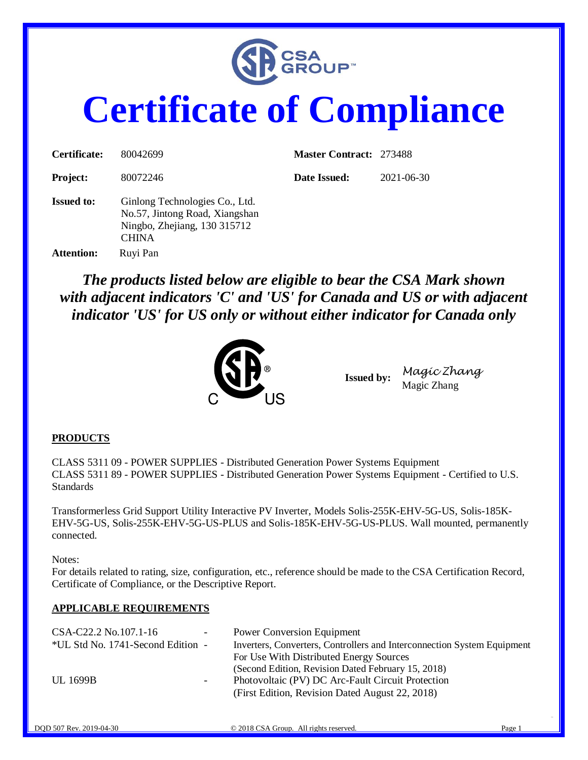# Certificate of Compliance

| | | | |
|---|---|---|---|
| **Certificate:** | 80042699 | **Master Contract:** | 273488 |
| **Project:** | 80072246 | **Date Issued:** | 2021-06-30 |

**Issued to:** Ginlong Technologies Co., Ltd.
No.57, Jintong Road, Xiangshan
Ningbo, Zhejiang, 130 315712
CHINA

**Attention:** Ruyi Pan

***The products listed below are eligible to bear the CSA Mark shown with adjacent indicators 'C' and 'US' for Canada and US or with adjacent indicator 'US' for US only or without either indicator for Canada only***

**Issued by:** *Magic Zhang*
Magic Zhang

## PRODUCTS

CLASS 5311 09 - POWER SUPPLIES - Distributed Generation Power Systems Equipment
CLASS 5311 89 - POWER SUPPLIES - Distributed Generation Power Systems Equipment - Certified to U.S. Standards

Transformerless Grid Support Utility Interactive PV Inverter, Models Solis-255K-EHV-5G-US, Solis-185K-EHV-5G-US, Solis-255K-EHV-5G-US-PLUS and Solis-185K-EHV-5G-US-PLUS. Wall mounted, permanently connected.

Notes:
For details related to rating, size, configuration, etc., reference should be made to the CSA Certification Record, Certificate of Compliance, or the Descriptive Report.

## APPLICABLE REQUIREMENTS

| | | |
|---|---|---|
| CSA-C22.2 No.107.1-16 | - | Power Conversion Equipment |
| *UL Std No. 1741-Second Edition | - | Inverters, Converters, Controllers and Interconnection System Equipment For Use With Distributed Energy Sources (Second Edition, Revision Dated February 15, 2018) |
| UL 1699B | - | Photovoltaic (PV) DC Arc-Fault Circuit Protection (First Edition, Revision Dated August 22, 2018) |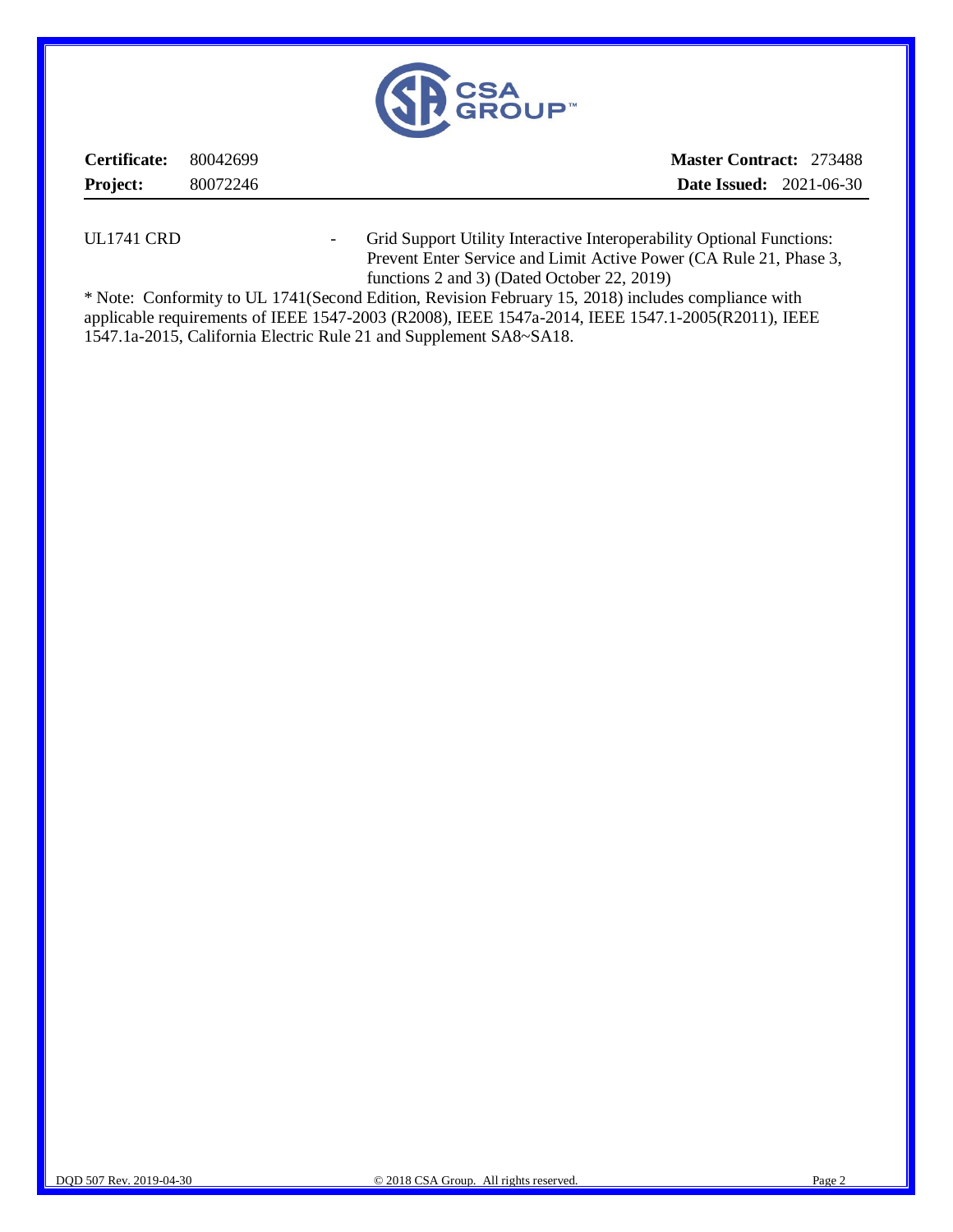**Certificate:** 80042699 **Master Contract:** 273488

**Project:** 80072246 **Date Issued:** 2021-06-30

UL1741 CRD - Grid Support Utility Interactive Interoperability Optional Functions: Prevent Enter Service and Limit Active Power (CA Rule 21, Phase 3, functions 2 and 3) (Dated October 22, 2019)

* Note: Conformity to UL 1741(Second Edition, Revision February 15, 2018) includes compliance with applicable requirements of IEEE 1547-2003 (R2008), IEEE 1547a-2014, IEEE 1547.1-2005(R2011), IEEE 1547.1a-2015, California Electric Rule 21 and Supplement SA8~SA18.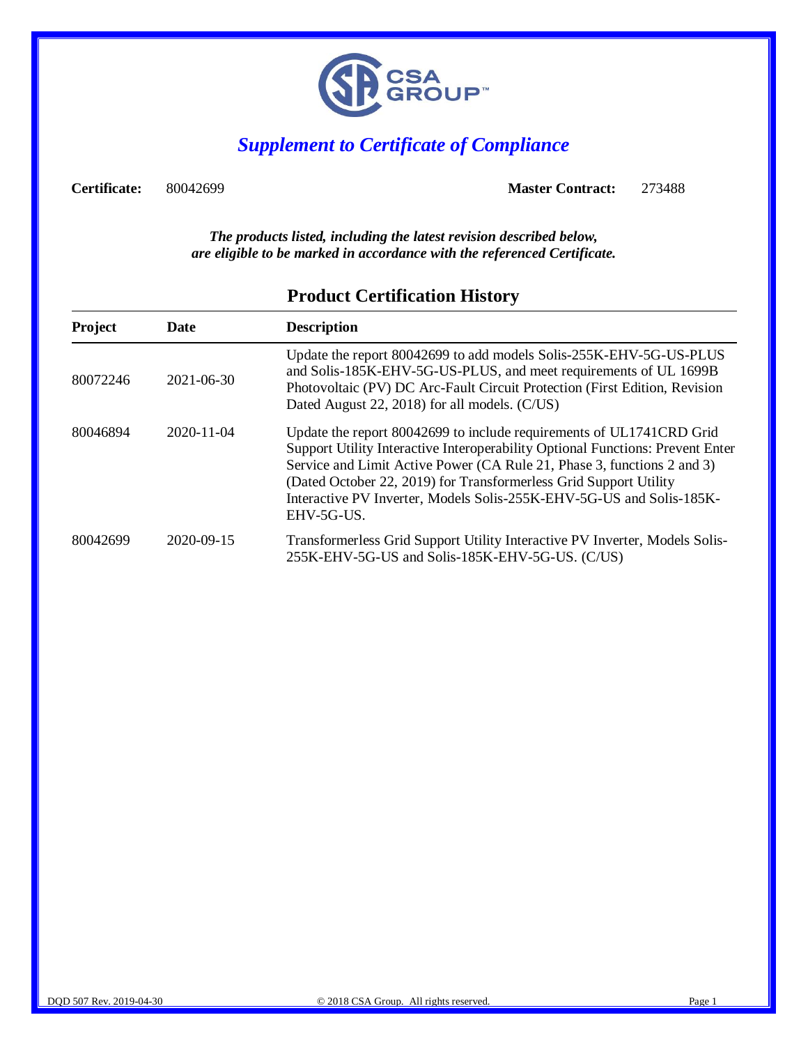# *Supplement to Certificate of Compliance*

**Certificate:** 80042699 **Master Contract:** 273488

***The products listed, including the latest revision described below, are eligible to be marked in accordance with the referenced Certificate.***

## Product Certification History

| Project | Date | Description |
|---|---|---|
| 80072246 | 2021-06-30 | Update the report 80042699 to add models Solis-255K-EHV-5G-US-PLUS and Solis-185K-EHV-5G-US-PLUS, and meet requirements of UL 1699B Photovoltaic (PV) DC Arc-Fault Circuit Protection (First Edition, Revision Dated August 22, 2018) for all models. (C/US) |
| 80046894 | 2020-11-04 | Update the report 80042699 to include requirements of UL1741CRD Grid Support Utility Interactive Interoperability Optional Functions: Prevent Enter Service and Limit Active Power (CA Rule 21, Phase 3, functions 2 and 3) (Dated October 22, 2019) for Transformerless Grid Support Utility Interactive PV Inverter, Models Solis-255K-EHV-5G-US and Solis-185K-EHV-5G-US. |
| 80042699 | 2020-09-15 | Transformerless Grid Support Utility Interactive PV Inverter, Models Solis-255K-EHV-5G-US and Solis-185K-EHV-5G-US. (C/US) |